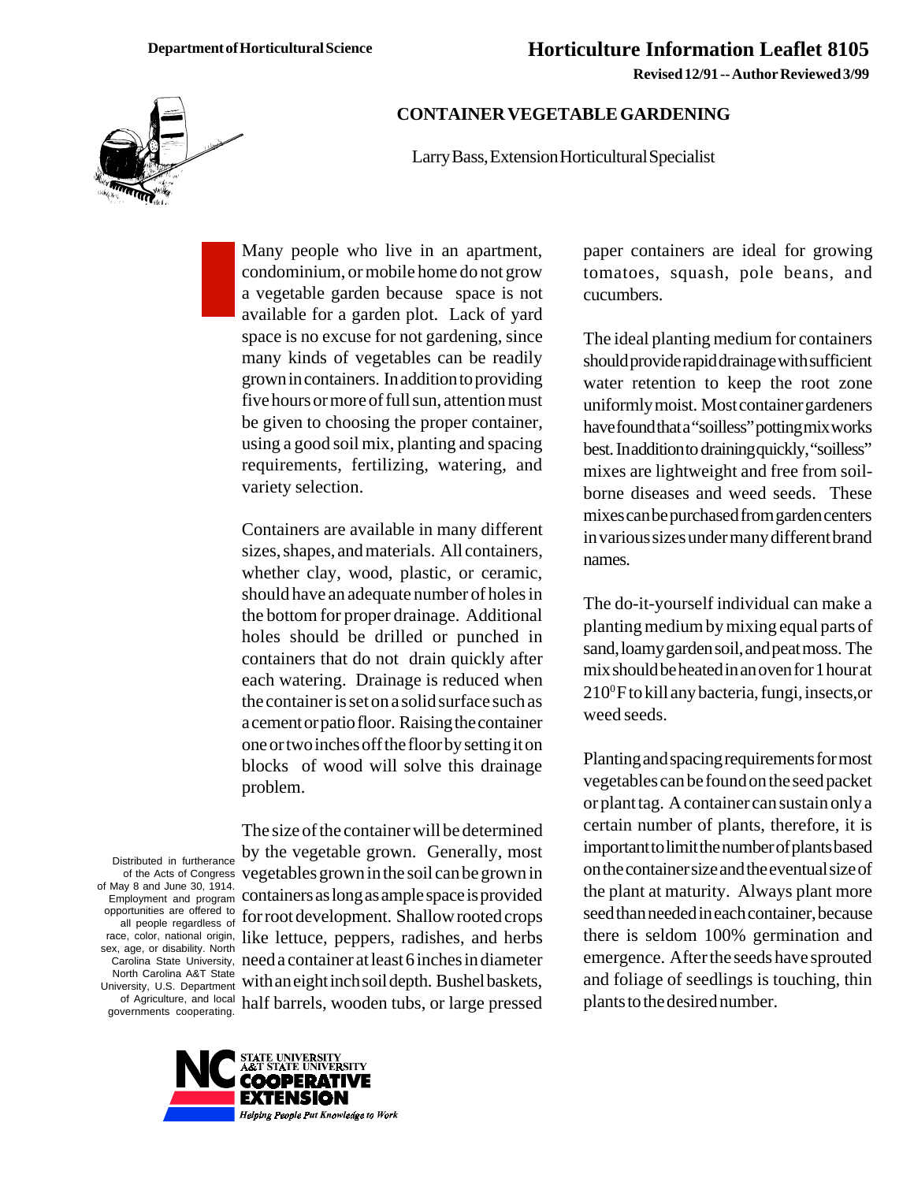Department of Horticultural Science

# Horticulture Information Leaflet 8105

**Revised 12/91 -- Author Reviewed 3/99**

## CONTAINER VEGETABLE GARDENING

Larry Bass, Extension Horticultural Specialist

Many people who live in an apartment, condominium, or mobile home do not grow a vegetable garden because space is not available for a garden plot. Lack of yard space is no excuse for not gardening, since many kinds of vegetables can be readily grown in containers. In addition to providing five hours or more of full sun, attention must be given to choosing the proper container, using a good soil mix, planting and spacing requirements, fertilizing, watering, and variety selection.

Containers are available in many different sizes, shapes, and materials. All containers, whether clay, wood, plastic, or ceramic, should have an adequate number of holes in the bottom for proper drainage. Additional holes should be drilled or punched in containers that do not drain quickly after each watering. Drainage is reduced when the container is set on a solid surface such as a cement or patio floor. Raising the container one or two inches off the floor by setting it on blocks of wood will solve this drainage problem.

The size of the container will be determined by the vegetable grown. Generally, most vegetables grown in the soil can be grown in containers as long as ample space is provided for root development. Shallow rooted crops like lettuce, peppers, radishes, and herbs need a container at least 6 inches in diameter with an eight inch soil depth. Bushel baskets, half barrels, wooden tubs, or large pressed paper containers are ideal for growing tomatoes, squash, pole beans, and cucumbers.

The ideal planting medium for containers should provide rapid drainage with sufficient water retention to keep the root zone uniformly moist. Most container gardeners have found that a "soilless" potting mix works best. In addition to draining quickly, "soilless" mixes are lightweight and free from soil-borne diseases and weed seeds. These mixes can be purchased from garden centers in various sizes under many different brand names.

The do-it-yourself individual can make a planting medium by mixing equal parts of sand, loamy garden soil, and peat moss. The mix should be heated in an oven for 1 hour at $210^0$F to kill any bacteria, fungi, insects, or weed seeds.

Planting and spacing requirements for most vegetables can be found on the seed packet or plant tag. A container can sustain only a certain number of plants, therefore, it is important to limit the number of plants based on the container size and the eventual size of the plant at maturity. Always plant more seed than needed in each container, because there is seldom 100% germination and emergence. After the seeds have sprouted and foliage of seedlings is touching, thin plants to the desired number.

Distributed in furtherance of the Acts of Congress of May 8 and June 30, 1914. Employment and program opportunities are offered to all people regardless of race, color, national origin, sex, age, or disability. North Carolina State University, North Carolina A&T State University, U.S. Department of Agriculture, and local governments cooperating.

NC STATE UNIVERSITY A&T STATE UNIVERSITY COOPERATIVE EXTENSION *Helping People Put Knowledge to Work*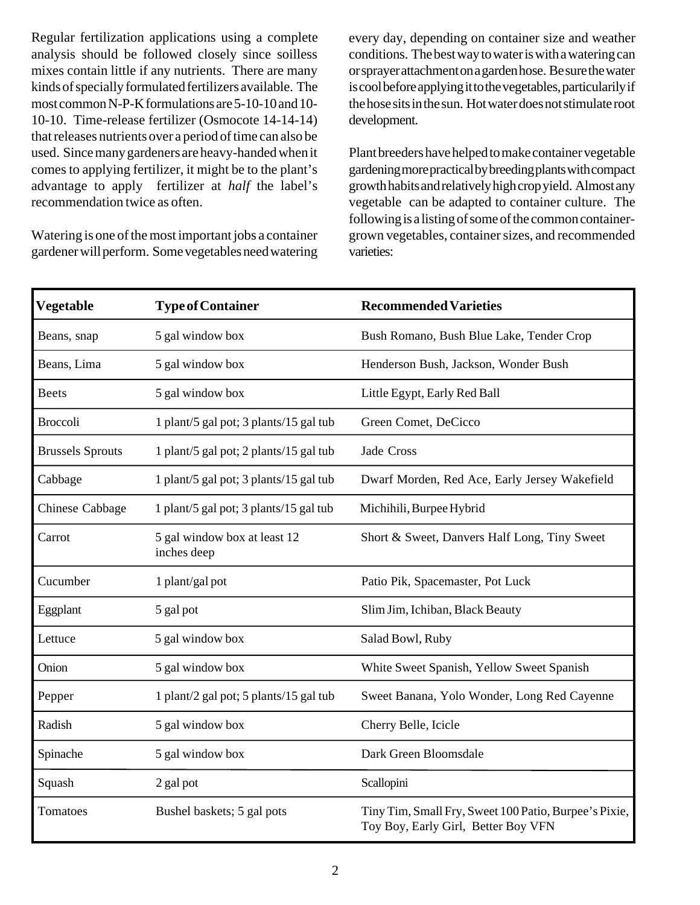Regular fertilization applications using a complete analysis should be followed closely since soilless mixes contain little if any nutrients. There are many kinds of specially formulated fertilizers available. The most common N-P-K formulations are 5-10-10 and 10-10-10. Time-release fertilizer (Osmocote 14-14-14) that releases nutrients over a period of time can also be used. Since many gardeners are heavy-handed when it comes to applying fertilizer, it might be to the plant's advantage to apply fertilizer at *half* the label's recommendation twice as often.

Watering is one of the most important jobs a container gardener will perform. Some vegetables need watering every day, depending on container size and weather conditions. The best way to water is with a watering can or sprayer attachment on a garden hose. Be sure the water is cool before applying it to the vegetables, particularily if the hose sits in the sun. Hot water does not stimulate root development.

Plant breeders have helped to make container vegetable gardening more practical by breeding plants with compact growth habits and relatively high crop yield. Almost any vegetable can be adapted to container culture. The following is a listing of some of the common container-grown vegetables, container sizes, and recommended varieties:

| **Vegetable** | **Type of Container** | **Recommended Varieties** |
|---|---|---|
| Beans, snap | 5 gal window box | Bush Romano, Bush Blue Lake, Tender Crop |
| Beans, Lima | 5 gal window box | Henderson Bush, Jackson, Wonder Bush |
| Beets | 5 gal window box | Little Egypt, Early Red Ball |
| Broccoli | 1 plant/5 gal pot; 3 plants/15 gal tub | Green Comet, DeCicco |
| Brussels Sprouts | 1 plant/5 gal pot; 2 plants/15 gal tub | Jade Cross |
| Cabbage | 1 plant/5 gal pot; 3 plants/15 gal tub | Dwarf Morden, Red Ace, Early Jersey Wakefield |
| Chinese Cabbage | 1 plant/5 gal pot; 3 plants/15 gal tub | Michihili, Burpee Hybrid |
| Carrot | 5 gal window box at least 12 inches deep | Short & Sweet, Danvers Half Long, Tiny Sweet |
| Cucumber | 1 plant/gal pot | Patio Pik, Spacemaster, Pot Luck |
| Eggplant | 5 gal pot | Slim Jim, Ichiban, Black Beauty |
| Lettuce | 5 gal window box | Salad Bowl, Ruby |
| Onion | 5 gal window box | White Sweet Spanish, Yellow Sweet Spanish |
| Pepper | 1 plant/2 gal pot; 5 plants/15 gal tub | Sweet Banana, Yolo Wonder, Long Red Cayenne |
| Radish | 5 gal window box | Cherry Belle, Icicle |
| Spinache | 5 gal window box | Dark Green Bloomsdale |
| Squash | 2 gal pot | Scallopini |
| Tomatoes | Bushel baskets; 5 gal pots | Tiny Tim, Small Fry, Sweet 100 Patio, Burpee's Pixie, Toy Boy, Early Girl, Better Boy VFN |